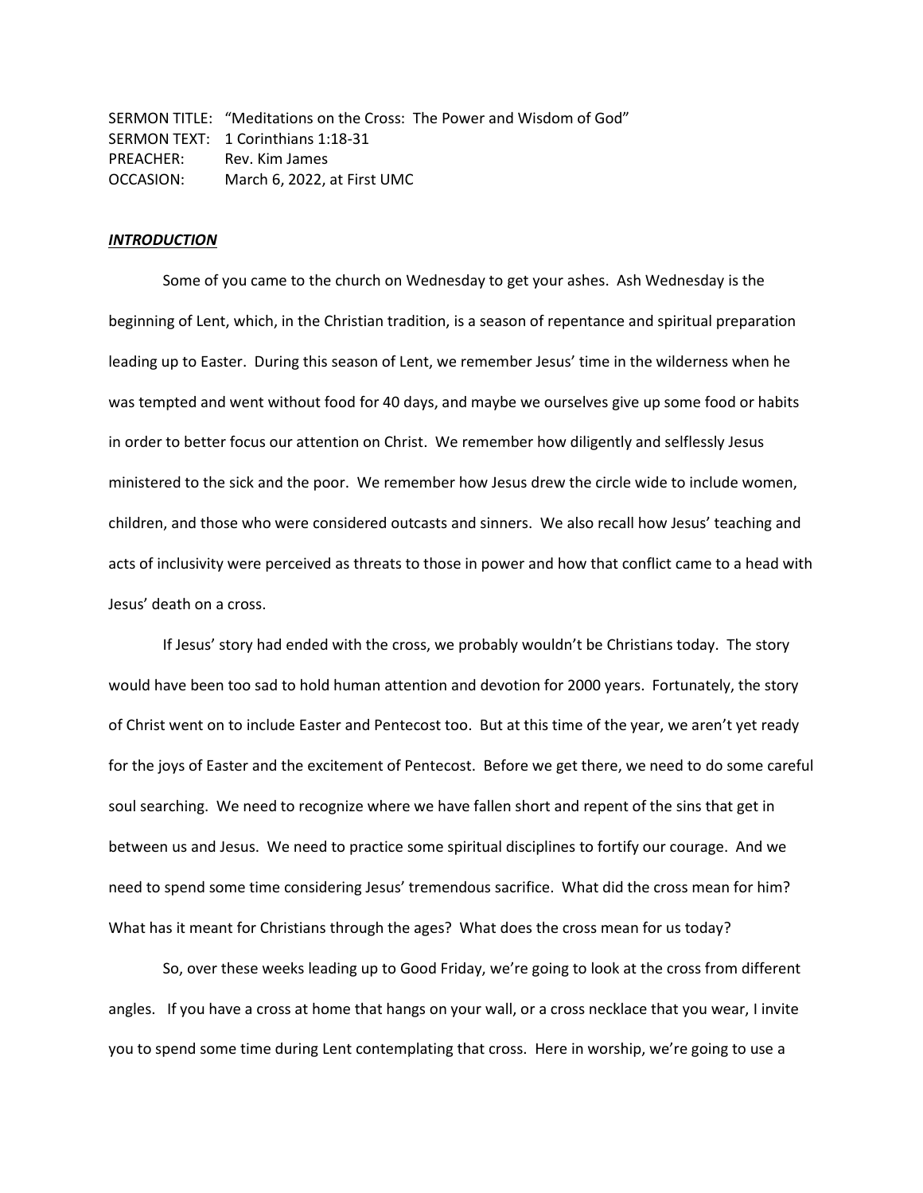SERMON TITLE: "Meditations on the Cross: The Power and Wisdom of God"
SERMON TEXT: 1 Corinthians 1:18-31
PREACHER: Rev. Kim James
OCCASION: March 6, 2022, at First UMC

***INTRODUCTION***

Some of you came to the church on Wednesday to get your ashes. Ash Wednesday is the beginning of Lent, which, in the Christian tradition, is a season of repentance and spiritual preparation leading up to Easter. During this season of Lent, we remember Jesus' time in the wilderness when he was tempted and went without food for 40 days, and maybe we ourselves give up some food or habits in order to better focus our attention on Christ. We remember how diligently and selflessly Jesus ministered to the sick and the poor. We remember how Jesus drew the circle wide to include women, children, and those who were considered outcasts and sinners. We also recall how Jesus' teaching and acts of inclusivity were perceived as threats to those in power and how that conflict came to a head with Jesus' death on a cross.

If Jesus' story had ended with the cross, we probably wouldn't be Christians today. The story would have been too sad to hold human attention and devotion for 2000 years. Fortunately, the story of Christ went on to include Easter and Pentecost too. But at this time of the year, we aren't yet ready for the joys of Easter and the excitement of Pentecost. Before we get there, we need to do some careful soul searching. We need to recognize where we have fallen short and repent of the sins that get in between us and Jesus. We need to practice some spiritual disciplines to fortify our courage. And we need to spend some time considering Jesus' tremendous sacrifice. What did the cross mean for him? What has it meant for Christians through the ages? What does the cross mean for us today?

So, over these weeks leading up to Good Friday, we're going to look at the cross from different angles. If you have a cross at home that hangs on your wall, or a cross necklace that you wear, I invite you to spend some time during Lent contemplating that cross. Here in worship, we're going to use a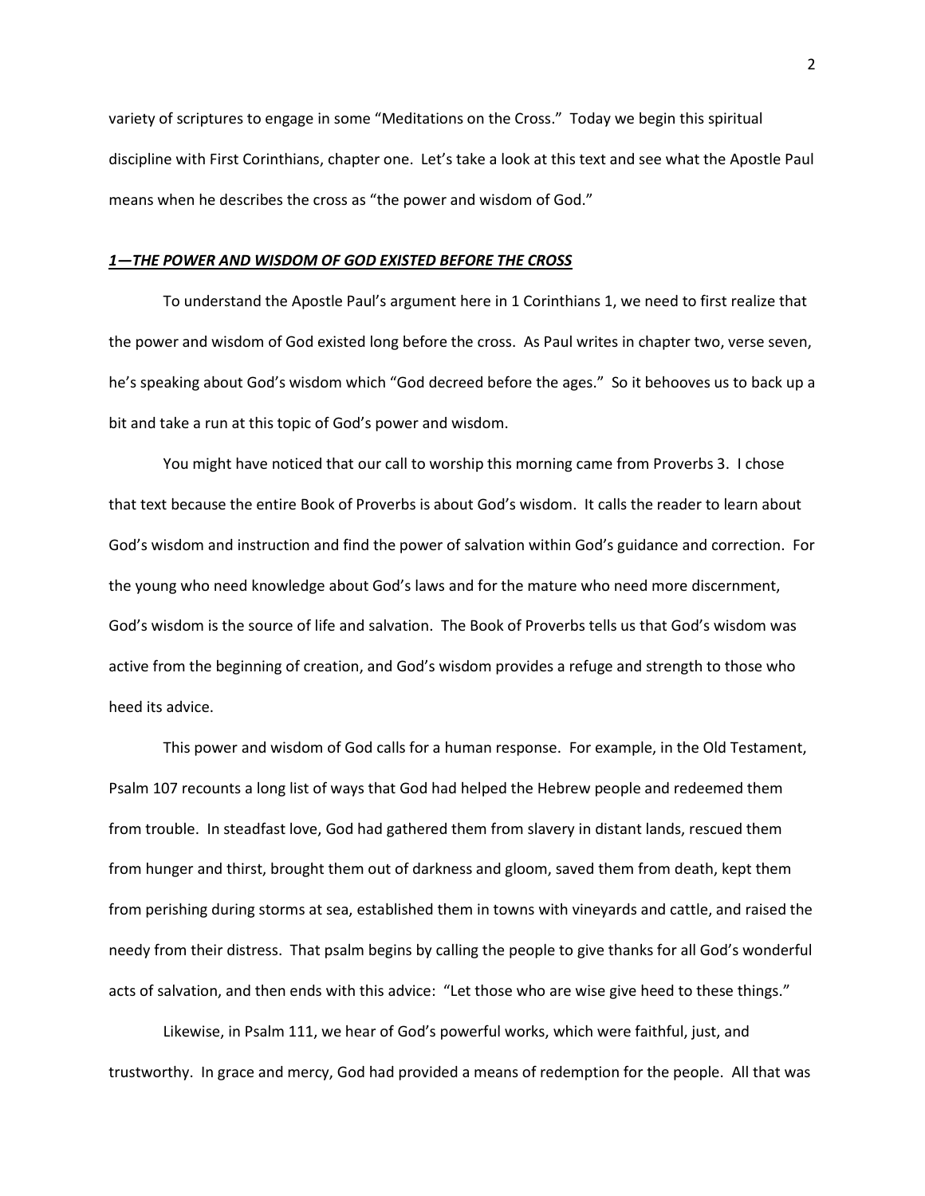variety of scriptures to engage in some "Meditations on the Cross." Today we begin this spiritual discipline with First Corinthians, chapter one. Let's take a look at this text and see what the Apostle Paul means when he describes the cross as "the power and wisdom of God."

## ***1—THE POWER AND WISDOM OF GOD EXISTED BEFORE THE CROSS***

To understand the Apostle Paul's argument here in 1 Corinthians 1, we need to first realize that the power and wisdom of God existed long before the cross. As Paul writes in chapter two, verse seven, he's speaking about God's wisdom which "God decreed before the ages." So it behooves us to back up a bit and take a run at this topic of God's power and wisdom.

You might have noticed that our call to worship this morning came from Proverbs 3. I chose that text because the entire Book of Proverbs is about God's wisdom. It calls the reader to learn about God's wisdom and instruction and find the power of salvation within God's guidance and correction. For the young who need knowledge about God's laws and for the mature who need more discernment, God's wisdom is the source of life and salvation. The Book of Proverbs tells us that God's wisdom was active from the beginning of creation, and God's wisdom provides a refuge and strength to those who heed its advice.

This power and wisdom of God calls for a human response. For example, in the Old Testament, Psalm 107 recounts a long list of ways that God had helped the Hebrew people and redeemed them from trouble. In steadfast love, God had gathered them from slavery in distant lands, rescued them from hunger and thirst, brought them out of darkness and gloom, saved them from death, kept them from perishing during storms at sea, established them in towns with vineyards and cattle, and raised the needy from their distress. That psalm begins by calling the people to give thanks for all God's wonderful acts of salvation, and then ends with this advice: "Let those who are wise give heed to these things."

Likewise, in Psalm 111, we hear of God's powerful works, which were faithful, just, and trustworthy. In grace and mercy, God had provided a means of redemption for the people. All that was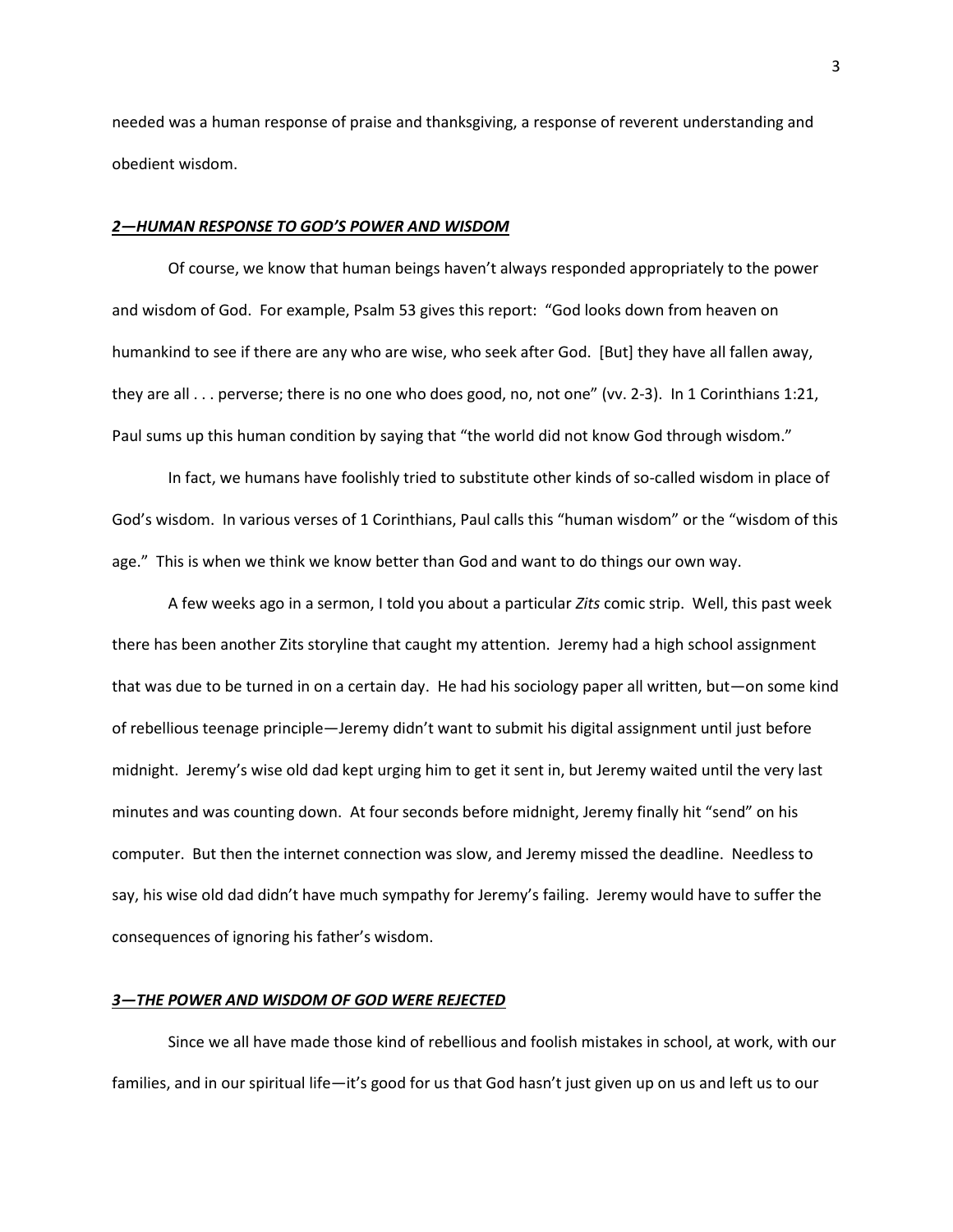needed was a human response of praise and thanksgiving, a response of reverent understanding and obedient wisdom.

## ***<u>2—HUMAN RESPONSE TO GOD'S POWER AND WISDOM</u>***

Of course, we know that human beings haven't always responded appropriately to the power and wisdom of God. For example, Psalm 53 gives this report: "God looks down from heaven on humankind to see if there are any who are wise, who seek after God. [But] they have all fallen away, they are all . . . perverse; there is no one who does good, no, not one" (vv. 2-3). In 1 Corinthians 1:21, Paul sums up this human condition by saying that "the world did not know God through wisdom."

In fact, we humans have foolishly tried to substitute other kinds of so-called wisdom in place of God's wisdom. In various verses of 1 Corinthians, Paul calls this "human wisdom" or the "wisdom of this age." This is when we think we know better than God and want to do things our own way.

A few weeks ago in a sermon, I told you about a particular *Zits* comic strip. Well, this past week there has been another Zits storyline that caught my attention. Jeremy had a high school assignment that was due to be turned in on a certain day. He had his sociology paper all written, but—on some kind of rebellious teenage principle—Jeremy didn't want to submit his digital assignment until just before midnight. Jeremy's wise old dad kept urging him to get it sent in, but Jeremy waited until the very last minutes and was counting down. At four seconds before midnight, Jeremy finally hit "send" on his computer. But then the internet connection was slow, and Jeremy missed the deadline. Needless to say, his wise old dad didn't have much sympathy for Jeremy's failing. Jeremy would have to suffer the consequences of ignoring his father's wisdom.

## ***<u>3—THE POWER AND WISDOM OF GOD WERE REJECTED</u>***

Since we all have made those kind of rebellious and foolish mistakes in school, at work, with our families, and in our spiritual life—it's good for us that God hasn't just given up on us and left us to our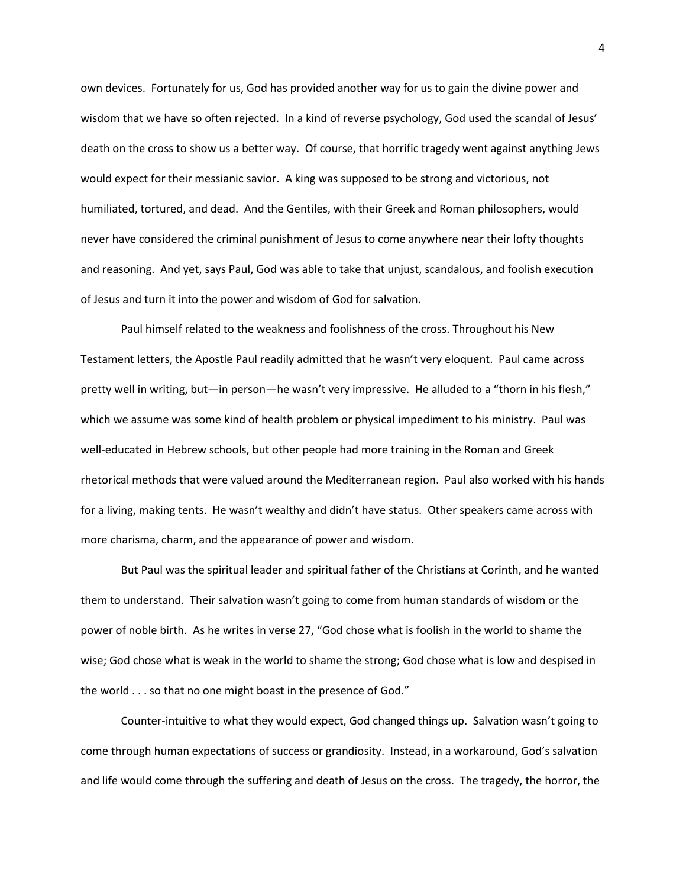own devices. Fortunately for us, God has provided another way for us to gain the divine power and wisdom that we have so often rejected. In a kind of reverse psychology, God used the scandal of Jesus' death on the cross to show us a better way. Of course, that horrific tragedy went against anything Jews would expect for their messianic savior. A king was supposed to be strong and victorious, not humiliated, tortured, and dead. And the Gentiles, with their Greek and Roman philosophers, would never have considered the criminal punishment of Jesus to come anywhere near their lofty thoughts and reasoning. And yet, says Paul, God was able to take that unjust, scandalous, and foolish execution of Jesus and turn it into the power and wisdom of God for salvation.

Paul himself related to the weakness and foolishness of the cross. Throughout his New Testament letters, the Apostle Paul readily admitted that he wasn't very eloquent. Paul came across pretty well in writing, but—in person—he wasn't very impressive. He alluded to a "thorn in his flesh," which we assume was some kind of health problem or physical impediment to his ministry. Paul was well-educated in Hebrew schools, but other people had more training in the Roman and Greek rhetorical methods that were valued around the Mediterranean region. Paul also worked with his hands for a living, making tents. He wasn't wealthy and didn't have status. Other speakers came across with more charisma, charm, and the appearance of power and wisdom.

But Paul was the spiritual leader and spiritual father of the Christians at Corinth, and he wanted them to understand. Their salvation wasn't going to come from human standards of wisdom or the power of noble birth. As he writes in verse 27, "God chose what is foolish in the world to shame the wise; God chose what is weak in the world to shame the strong; God chose what is low and despised in the world . . . so that no one might boast in the presence of God."

Counter-intuitive to what they would expect, God changed things up. Salvation wasn't going to come through human expectations of success or grandiosity. Instead, in a workaround, God's salvation and life would come through the suffering and death of Jesus on the cross. The tragedy, the horror, the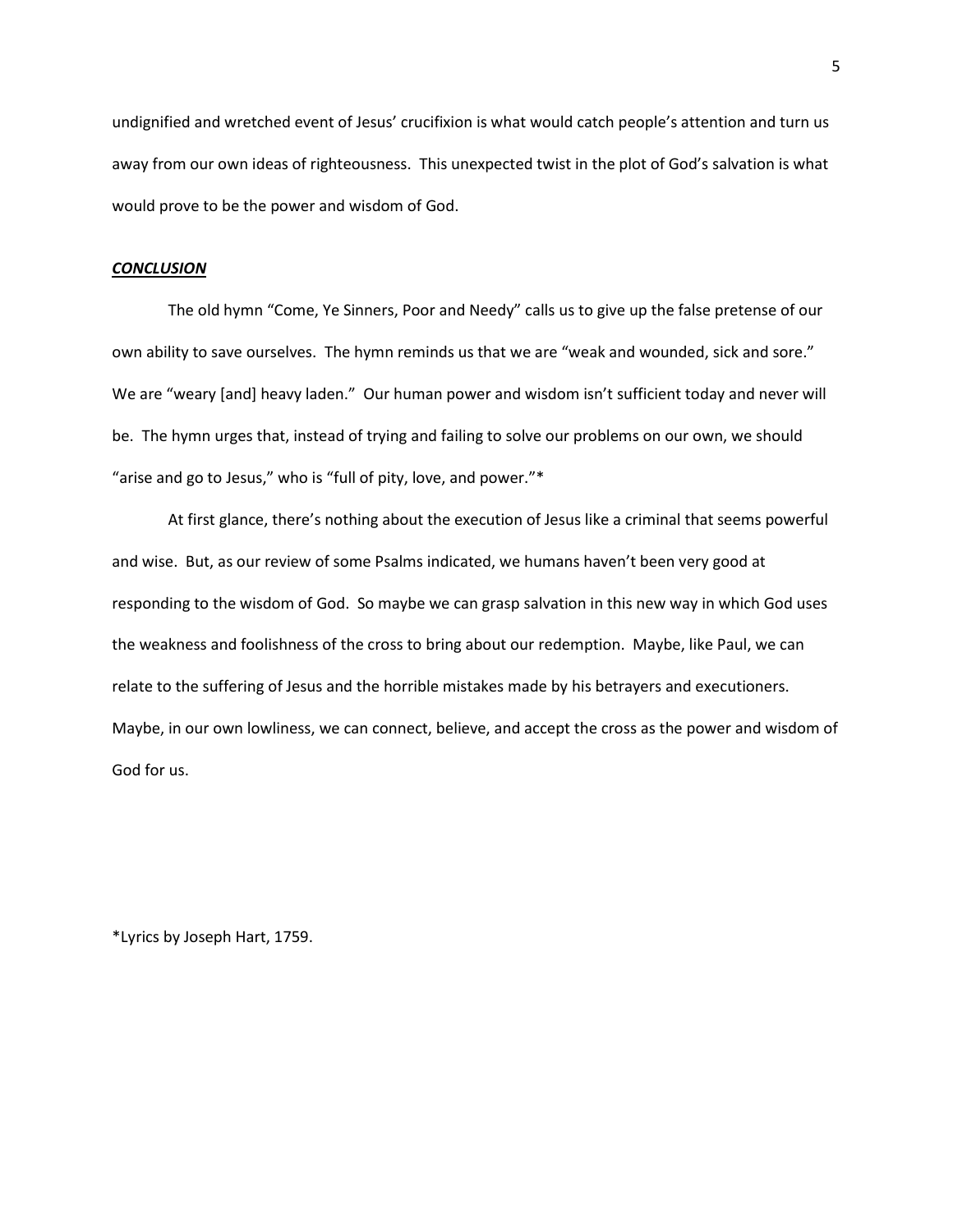undignified and wretched event of Jesus' crucifixion is what would catch people's attention and turn us away from our own ideas of righteousness. This unexpected twist in the plot of God's salvation is what would prove to be the power and wisdom of God.

***CONCLUSION***

The old hymn "Come, Ye Sinners, Poor and Needy" calls us to give up the false pretense of our own ability to save ourselves. The hymn reminds us that we are "weak and wounded, sick and sore." We are "weary [and] heavy laden." Our human power and wisdom isn't sufficient today and never will be. The hymn urges that, instead of trying and failing to solve our problems on our own, we should "arise and go to Jesus," who is "full of pity, love, and power."*

At first glance, there's nothing about the execution of Jesus like a criminal that seems powerful and wise. But, as our review of some Psalms indicated, we humans haven't been very good at responding to the wisdom of God. So maybe we can grasp salvation in this new way in which God uses the weakness and foolishness of the cross to bring about our redemption. Maybe, like Paul, we can relate to the suffering of Jesus and the horrible mistakes made by his betrayers and executioners. Maybe, in our own lowliness, we can connect, believe, and accept the cross as the power and wisdom of God for us.

*Lyrics by Joseph Hart, 1759.